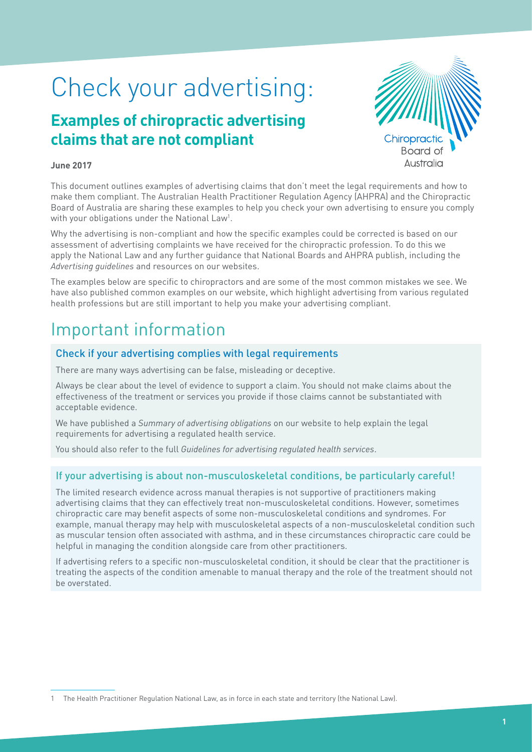# Check your advertising:

## Examples of chiropractic advertising claims that are not compliant

**June 2017**

This document outlines examples of advertising claims that don't meet the legal requirements and how to make them compliant. The Australian Health Practitioner Regulation Agency (AHPRA) and the Chiropractic Board of Australia are sharing these examples to help you check your own advertising to ensure you comply with your obligations under the National Law[1].

Why the advertising is non-compliant and how the specific examples could be corrected is based on our assessment of advertising complaints we have received for the chiropractic profession. To do this we apply the National Law and any further guidance that National Boards and AHPRA publish, including the *Advertising guidelines* and resources on our websites.

The examples below are specific to chiropractors and are some of the most common mistakes we see. We have also published common examples on our website, which highlight advertising from various regulated health professions but are still important to help you make your advertising compliant.

# Important information

### Check if your advertising complies with legal requirements

There are many ways advertising can be false, misleading or deceptive.

Always be clear about the level of evidence to support a claim. You should not make claims about the effectiveness of the treatment or services you provide if those claims cannot be substantiated with acceptable evidence.

We have published a *Summary of advertising obligations* on our website to help explain the legal requirements for advertising a regulated health service.

You should also refer to the full *Guidelines for advertising regulated health services*.

### If your advertising is about non-musculoskeletal conditions, be particularly careful!

The limited research evidence across manual therapies is not supportive of practitioners making advertising claims that they can effectively treat non-musculoskeletal conditions. However, sometimes chiropractic care may benefit aspects of some non-musculoskeletal conditions and syndromes. For example, manual therapy may help with musculoskeletal aspects of a non-musculoskeletal condition such as muscular tension often associated with asthma, and in these circumstances chiropractic care could be helpful in managing the condition alongside care from other practitioners.

If advertising refers to a specific non-musculoskeletal condition, it should be clear that the practitioner is treating the aspects of the condition amenable to manual therapy and the role of the treatment should not be overstated.

---

[1] The Health Practitioner Regulation National Law, as in force in each state and territory (the National Law).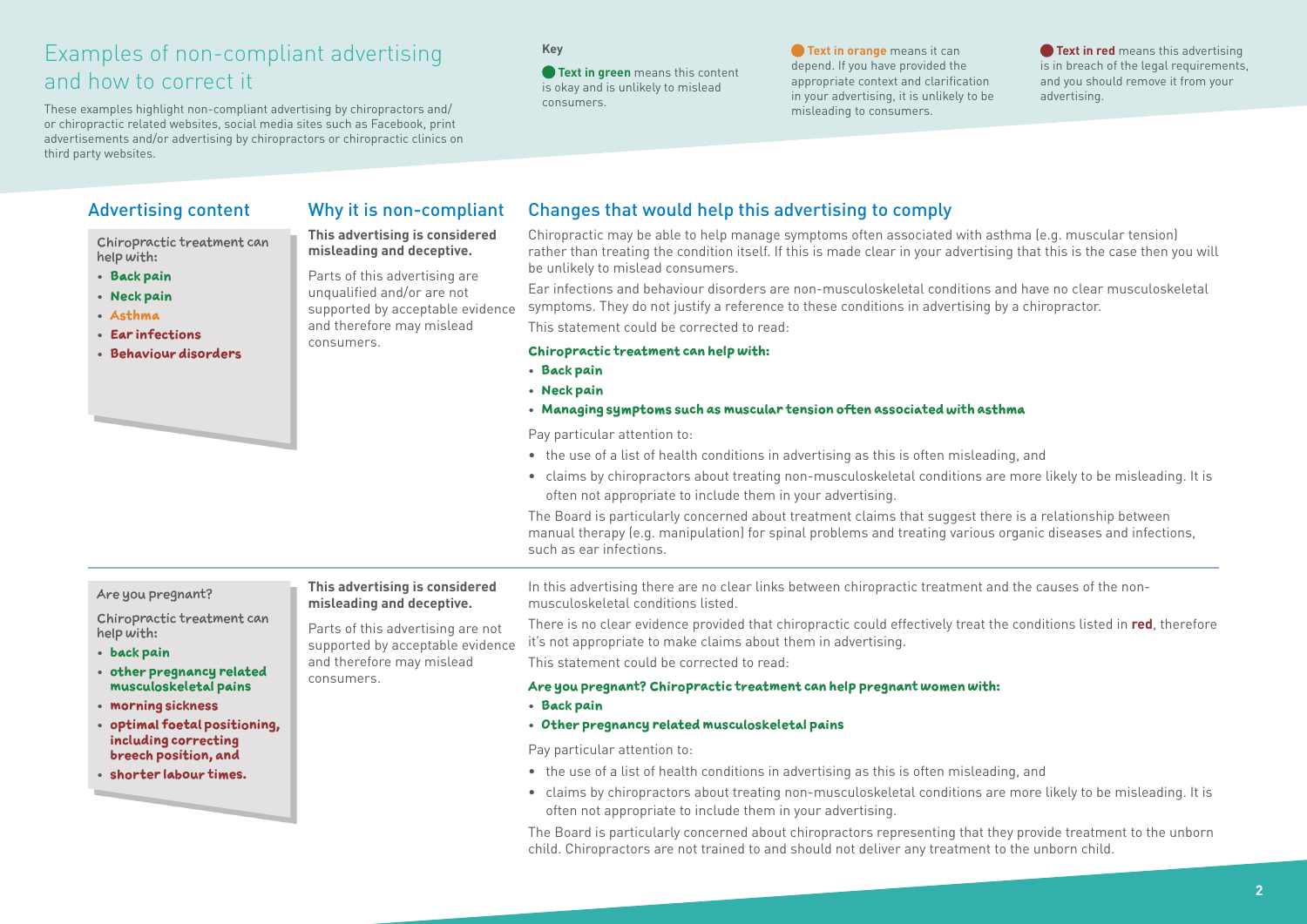# Examples of non-compliant advertising and how to correct it

These examples highlight non-compliant advertising by chiropractors and/or chiropractic related websites, social media sites such as Facebook, print advertisements and/or advertising by chiropractors or chiropractic clinics on third party websites.

**Key**

- **Text in green** means this content is okay and is unlikely to mislead consumers.
- **Text in orange** means it can depend. If you have provided the appropriate context and clarification in your advertising, it is unlikely to be misleading to consumers.
- **Text in red** means this advertising is in breach of the legal requirements, and you should remove it from your advertising.

## Advertising content

Chiropractic treatment can help with:

- **Back pain**
- **Neck pain**
- **Asthma**
- **Ear infections**
- **Behaviour disorders**

## Why it is non-compliant

**This advertising is considered misleading and deceptive.**

Parts of this advertising are unqualified and/or are not supported by acceptable evidence and therefore may mislead consumers.

## Changes that would help this advertising to comply

Chiropractic may be able to help manage symptoms often associated with asthma (e.g. muscular tension) rather than treating the condition itself. If this is made clear in your advertising that this is the case then you will be unlikely to mislead consumers.

Ear infections and behaviour disorders are non-musculoskeletal conditions and have no clear musculoskeletal symptoms. They do not justify a reference to these conditions in advertising by a chiropractor.

This statement could be corrected to read:

**Chiropractic treatment can help with:**

- **Back pain**
- **Neck pain**
- **Managing symptoms such as muscular tension often associated with asthma**

Pay particular attention to:

- the use of a list of health conditions in advertising as this is often misleading, and
- claims by chiropractors about treating non-musculoskeletal conditions are more likely to be misleading. It is often not appropriate to include them in your advertising.

The Board is particularly concerned about treatment claims that suggest there is a relationship between manual therapy (e.g. manipulation) for spinal problems and treating various organic diseases and infections, such as ear infections.

---

## Advertising content

Are you pregnant?

Chiropractic treatment can help with:

- **back pain**
- **other pregnancy related musculoskeletal pains**
- **morning sickness**
- **optimal foetal positioning, including correcting breech position, and**
- **shorter labour times.**

## Why it is non-compliant

**This advertising is considered misleading and deceptive.**

Parts of this advertising are not supported by acceptable evidence and therefore may mislead consumers.

## Changes that would help this advertising to comply

In this advertising there are no clear links between chiropractic treatment and the causes of the non-musculoskeletal conditions listed.

There is no clear evidence provided that chiropractic could effectively treat the conditions listed in **red**, therefore it's not appropriate to make claims about them in advertising.

This statement could be corrected to read:

**Are you pregnant? Chiropractic treatment can help pregnant women with:**

- **Back pain**
- **Other pregnancy related musculoskeletal pains**

Pay particular attention to:

- the use of a list of health conditions in advertising as this is often misleading, and
- claims by chiropractors about treating non-musculoskeletal conditions are more likely to be misleading. It is often not appropriate to include them in your advertising.

The Board is particularly concerned about chiropractors representing that they provide treatment to the unborn child. Chiropractors are not trained to and should not deliver any treatment to the unborn child.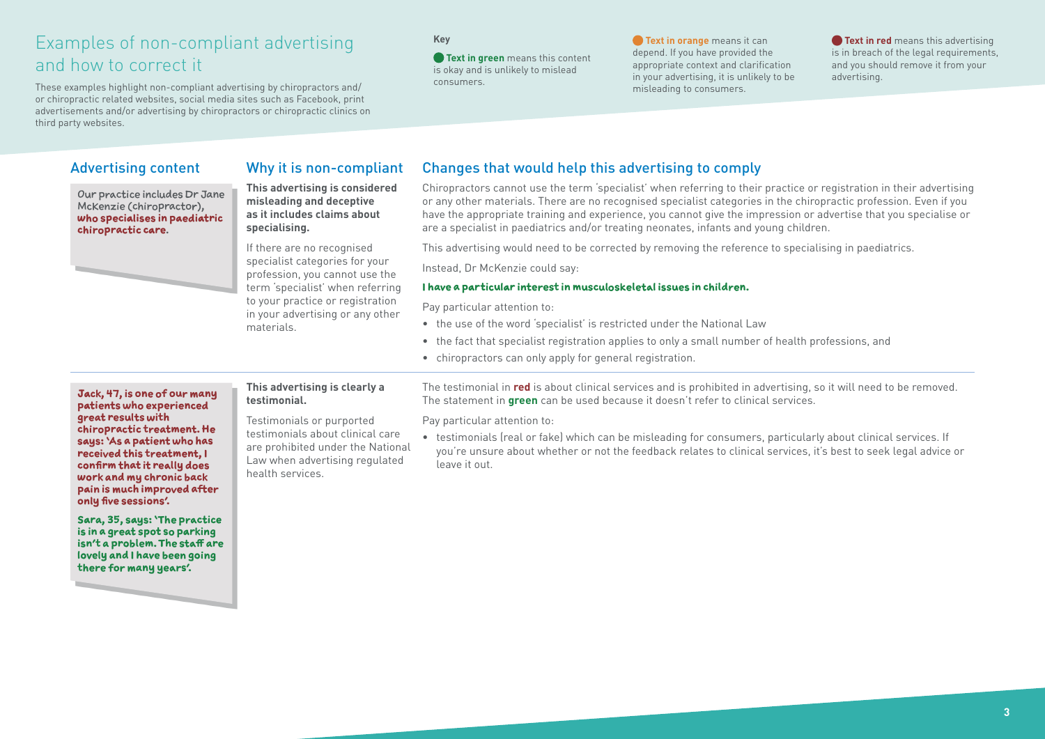# Examples of non-compliant advertising and how to correct it

These examples highlight non-compliant advertising by chiropractors and/or chiropractic related websites, social media sites such as Facebook, print advertisements and/or advertising by chiropractors or chiropractic clinics on third party websites.

**Key**

**Text in green** means this content is okay and is unlikely to mislead consumers.

**Text in orange** means it can depend. If you have provided the appropriate context and clarification in your advertising, it is unlikely to be misleading to consumers.

**Text in red** means this advertising is in breach of the legal requirements, and you should remove it from your advertising.

| Advertising content | Why it is non-compliant | Changes that would help this advertising to comply |
|---|---|---|
| Our practice includes Dr Jane McKenzie (chiropractor), **who specialises in paediatric chiropractic care.** | **This advertising is considered misleading and deceptive as it includes claims about specialising.**<br><br>If there are no recognised specialist categories for your profession, you cannot use the term 'specialist' when referring to your practice or registration in your advertising or any other materials. | Chiropractors cannot use the term 'specialist' when referring to their practice or registration in their advertising or any other materials. There are no recognised specialist categories in the chiropractic profession. Even if you have the appropriate training and experience, you cannot give the impression or advertise that you specialise or are a specialist in paediatrics and/or treating neonates, infants and young children.<br><br>This advertising would need to be corrected by removing the reference to specialising in paediatrics.<br><br>Instead, Dr McKenzie could say:<br><br>**I have a particular interest in musculoskeletal issues in children.**<br><br>Pay particular attention to:<br>• the use of the word 'specialist' is restricted under the National Law<br>• the fact that specialist registration applies to only a small number of health professions, and<br>• chiropractors can only apply for general registration. |
| **Jack, 47, is one of our many patients who experienced great results with chiropractic treatment. He says: 'As a patient who has received this treatment, I confirm that it really does work and my chronic back pain is much improved after only five sessions'.**<br><br>**Sara, 35, says: 'The practice is in a great spot so parking isn't a problem. The staff are lovely and I have been going there for many years'.** | **This advertising is clearly a testimonial.**<br><br>Testimonials or purported testimonials about clinical care are prohibited under the National Law when advertising regulated health services. | The testimonial in **red** is about clinical services and is prohibited in advertising, so it will need to be removed. The statement in **green** can be used because it doesn't refer to clinical services.<br><br>Pay particular attention to:<br>• testimonials (real or fake) which can be misleading for consumers, particularly about clinical services. If you're unsure about whether or not the feedback relates to clinical services, it's best to seek legal advice or leave it out. |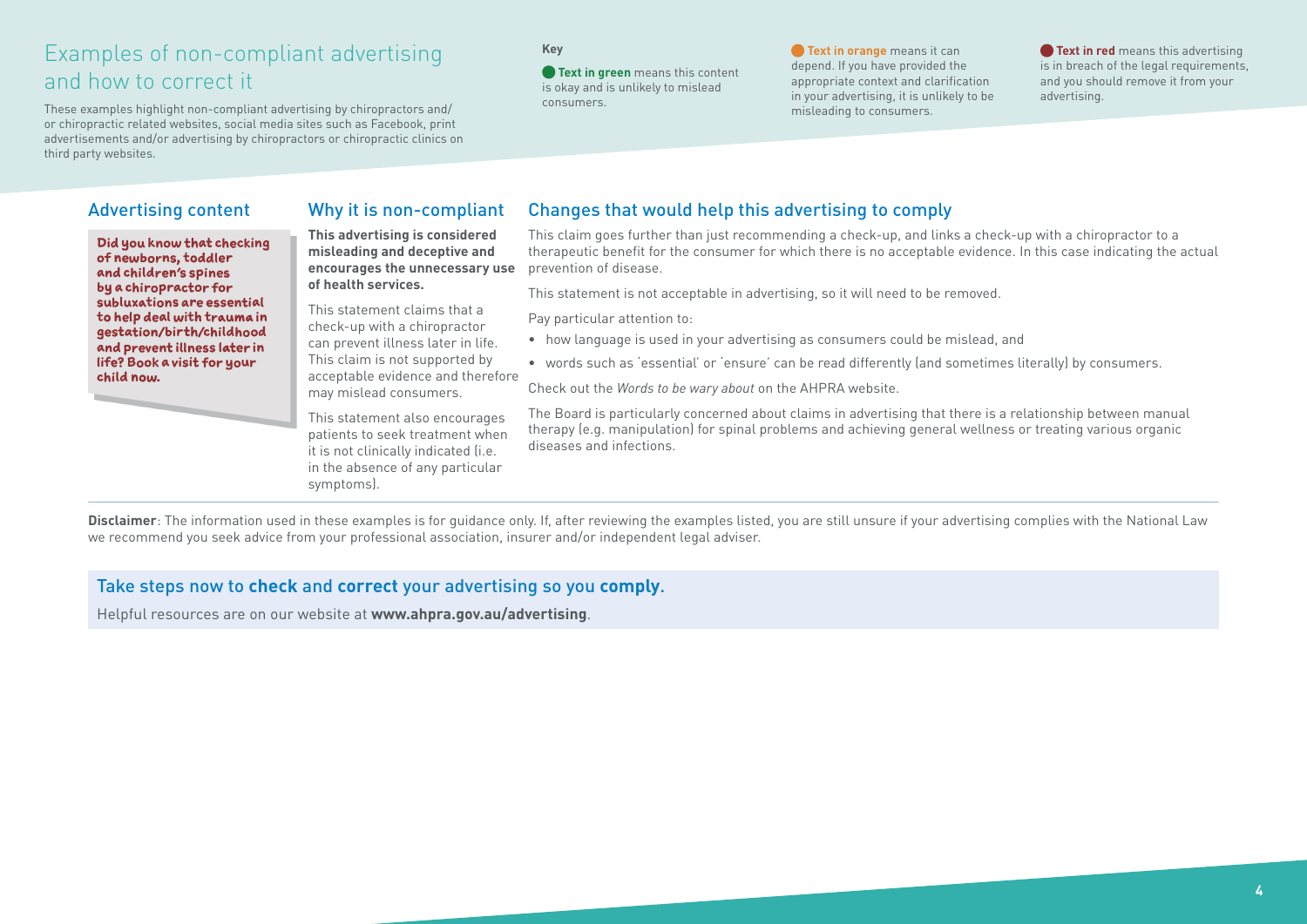# Examples of non-compliant advertising and how to correct it

These examples highlight non-compliant advertising by chiropractors and/or chiropractic related websites, social media sites such as Facebook, print advertisements and/or advertising by chiropractors or chiropractic clinics on third party websites.

**Key**

**Text in green** means this content is okay and is unlikely to mislead consumers.

**Text in orange** means it can depend. If you have provided the appropriate context and clarification in your advertising, it is unlikely to be misleading to consumers.

**Text in red** means this advertising is in breach of the legal requirements, and you should remove it from your advertising.

## Advertising content

**Did you know that checking of newborns, toddler and children's spines by a chiropractor for subluxations are essential to help deal with trauma in gestation/birth/childhood and prevent illness later in life? Book a visit for your child now.**

## Why it is non-compliant

**This advertising is considered misleading and deceptive and encourages the unnecessary use of health services.**

This statement claims that a check-up with a chiropractor can prevent illness later in life. This claim is not supported by acceptable evidence and therefore may mislead consumers.

This statement also encourages patients to seek treatment when it is not clinically indicated (i.e. in the absence of any particular symptoms).

## Changes that would help this advertising to comply

This claim goes further than just recommending a check-up, and links a check-up with a chiropractor to a therapeutic benefit for the consumer for which there is no acceptable evidence. In this case indicating the actual prevention of disease.

This statement is not acceptable in advertising, so it will need to be removed.

Pay particular attention to:

- how language is used in your advertising as consumers could be mislead, and
- words such as 'essential' or 'ensure' can be read differently (and sometimes literally) by consumers.

Check out the *Words to be wary about* on the AHPRA website.

The Board is particularly concerned about claims in advertising that there is a relationship between manual therapy (e.g. manipulation) for spinal problems and achieving general wellness or treating various organic diseases and infections.

**Disclaimer**: The information used in these examples is for guidance only. If, after reviewing the examples listed, you are still unsure if your advertising complies with the National Law we recommend you seek advice from your professional association, insurer and/or independent legal adviser.

Take steps now to **check** and **correct** your advertising so you **comply**.

Helpful resources are on our website at **www.ahpra.gov.au/advertising**.